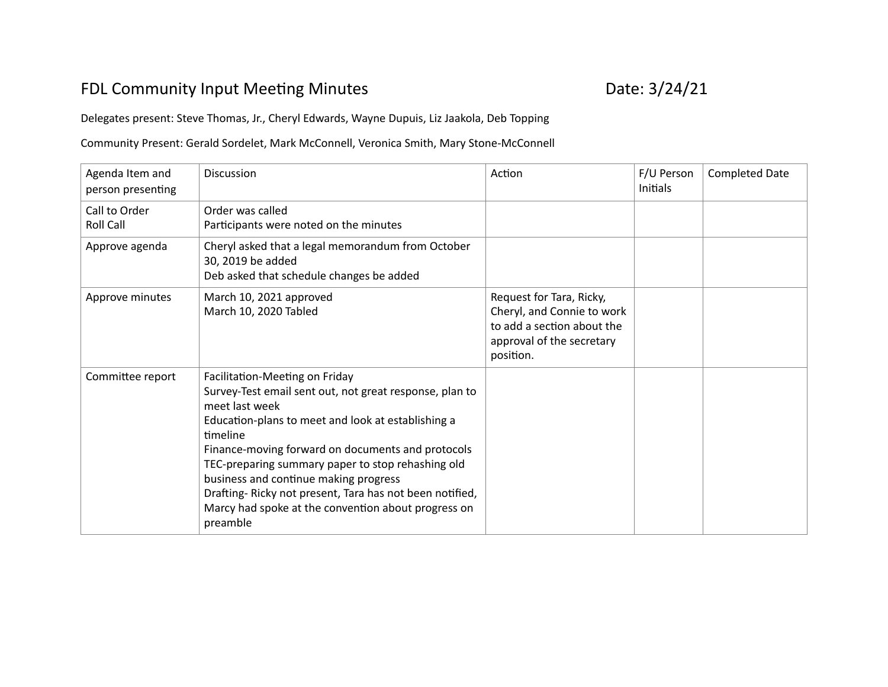# FDL Community Input Meeting Minutes

Date: 3/24/21

Delegates present: Steve Thomas, Jr., Cheryl Edwards, Wayne Dupuis, Liz Jaakola, Deb Topping

Community Present: Gerald Sordelet, Mark McConnell, Veronica Smith, Mary Stone-McConnell

| Agenda Item and person presenting | Discussion | Action | F/U Person Initials | Completed Date |
|---|---|---|---|---|
| Call to Order<br>Roll Call | Order was called<br>Participants were noted on the minutes | | | |
| Approve agenda | Cheryl asked that a legal memorandum from October 30, 2019 be added<br>Deb asked that schedule changes be added | | | |
| Approve minutes | March 10, 2021 approved<br>March 10, 2020 Tabled | Request for Tara, Ricky, Cheryl, and Connie to work to add a section about the approval of the secretary position. | | |
| Committee report | Facilitation-Meeting on Friday<br>Survey-Test email sent out, not great response, plan to meet last week<br>Education-plans to meet and look at establishing a timeline<br>Finance-moving forward on documents and protocols<br>TEC-preparing summary paper to stop rehashing old business and continue making progress<br>Drafting- Ricky not present, Tara has not been notified, Marcy had spoke at the convention about progress on preamble | | | |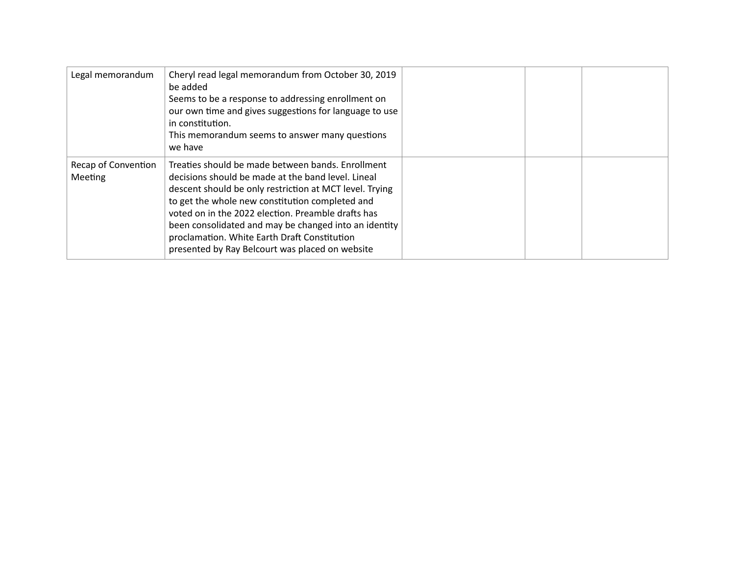| | | | | |
|---|---|---|---|---|
| Legal memorandum | Cheryl read legal memorandum from October 30, 2019 be added<br>Seems to be a response to addressing enrollment on our own time and gives suggestions for language to use in constitution.<br>This memorandum seems to answer many questions we have | | | |
| Recap of Convention Meeting | Treaties should be made between bands. Enrollment decisions should be made at the band level. Lineal descent should be only restriction at MCT level. Trying to get the whole new constitution completed and voted on in the 2022 election. Preamble drafts has been consolidated and may be changed into an identity proclamation. White Earth Draft Constitution presented by Ray Belcourt was placed on website | | | |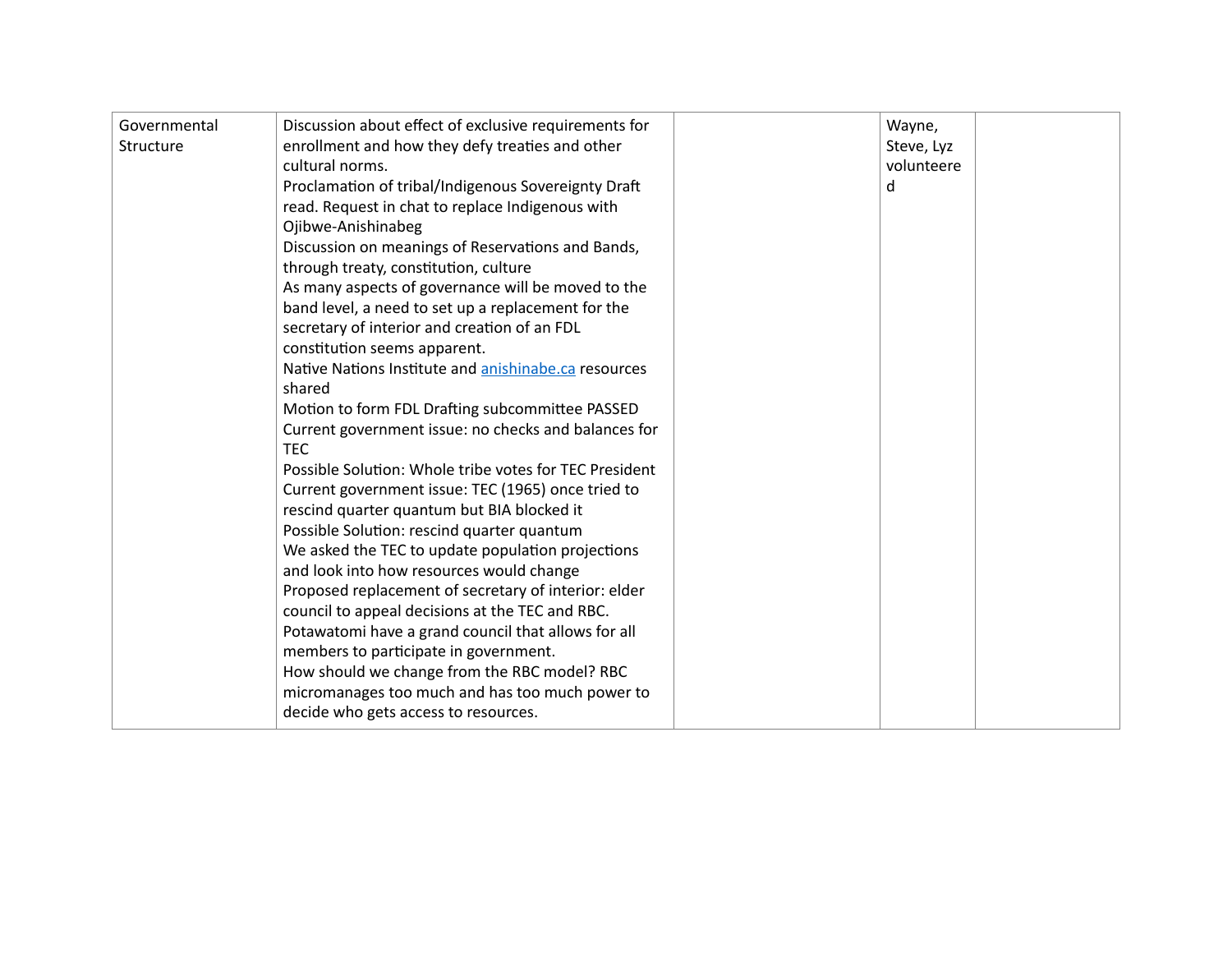| Governmental Structure | Discussion about effect of exclusive requirements for enrollment and how they defy treaties and other cultural norms.<br>Proclamation of tribal/Indigenous Sovereignty Draft read. Request in chat to replace Indigenous with Ojibwe-Anishinabeg<br>Discussion on meanings of Reservations and Bands, through treaty, constitution, culture<br>As many aspects of governance will be moved to the band level, a need to set up a replacement for the secretary of interior and creation of an FDL constitution seems apparent.<br>Native Nations Institute and [anishinabe.ca](anishinabe.ca) resources shared<br>Motion to form FDL Drafting subcommittee PASSED<br>Current government issue: no checks and balances for TEC<br>Possible Solution: Whole tribe votes for TEC President<br>Current government issue: TEC (1965) once tried to rescind quarter quantum but BIA blocked it<br>Possible Solution: rescind quarter quantum<br>We asked the TEC to update population projections and look into how resources would change<br>Proposed replacement of secretary of interior: elder council to appeal decisions at the TEC and RBC.<br>Potawatomi have a grand council that allows for all members to participate in government.<br>How should we change from the RBC model? RBC micromanages too much and has too much power to decide who gets access to resources. | | Wayne, Steve, Lyz volunteered | |
|---|---|---|---|---|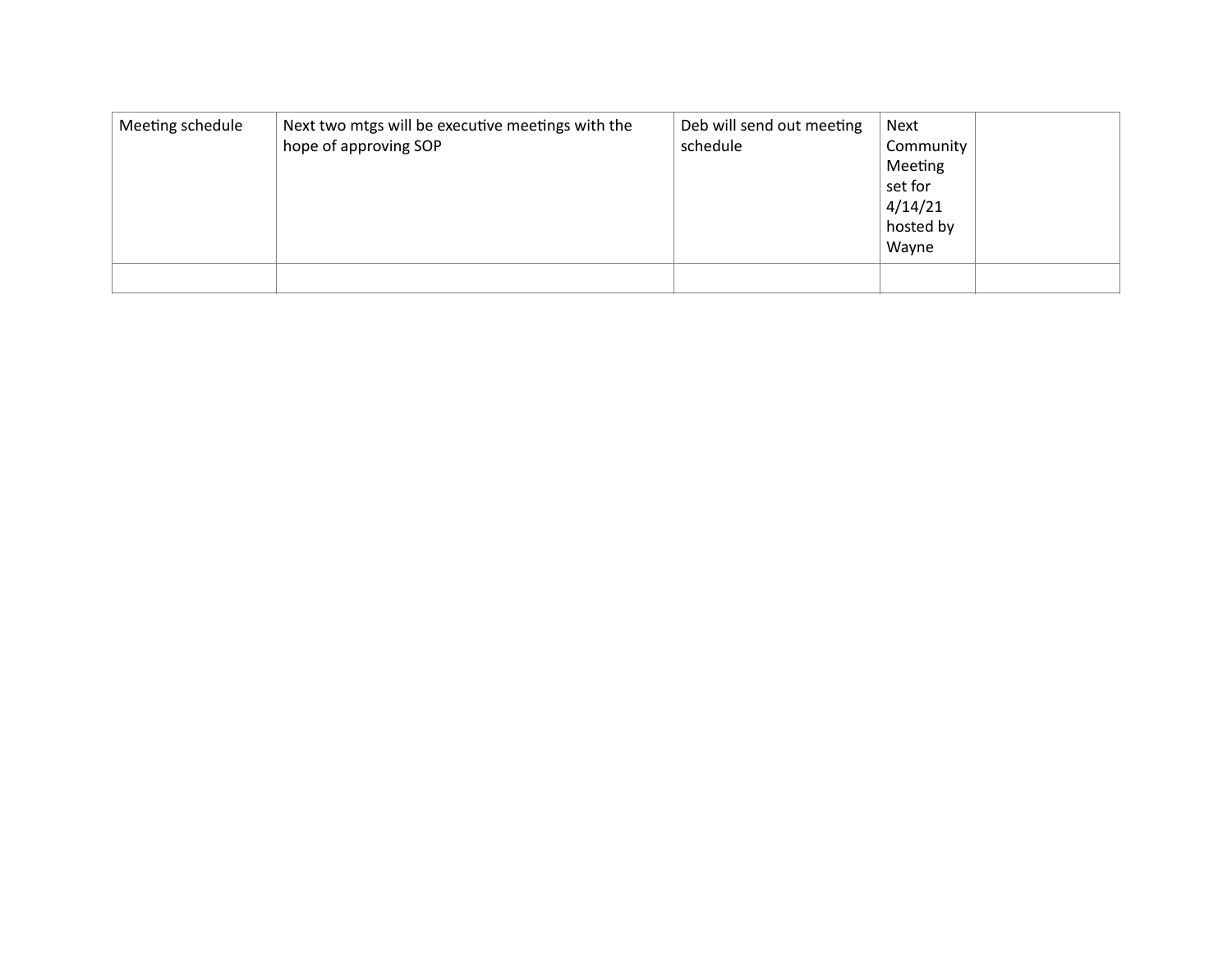| | | | | |
|---|---|---|---|---|
| Meeting schedule | Next two mtgs will be executive meetings with the hope of approving SOP | Deb will send out meeting schedule | Next Community Meeting set for 4/14/21 hosted by Wayne | |
| | | | | |